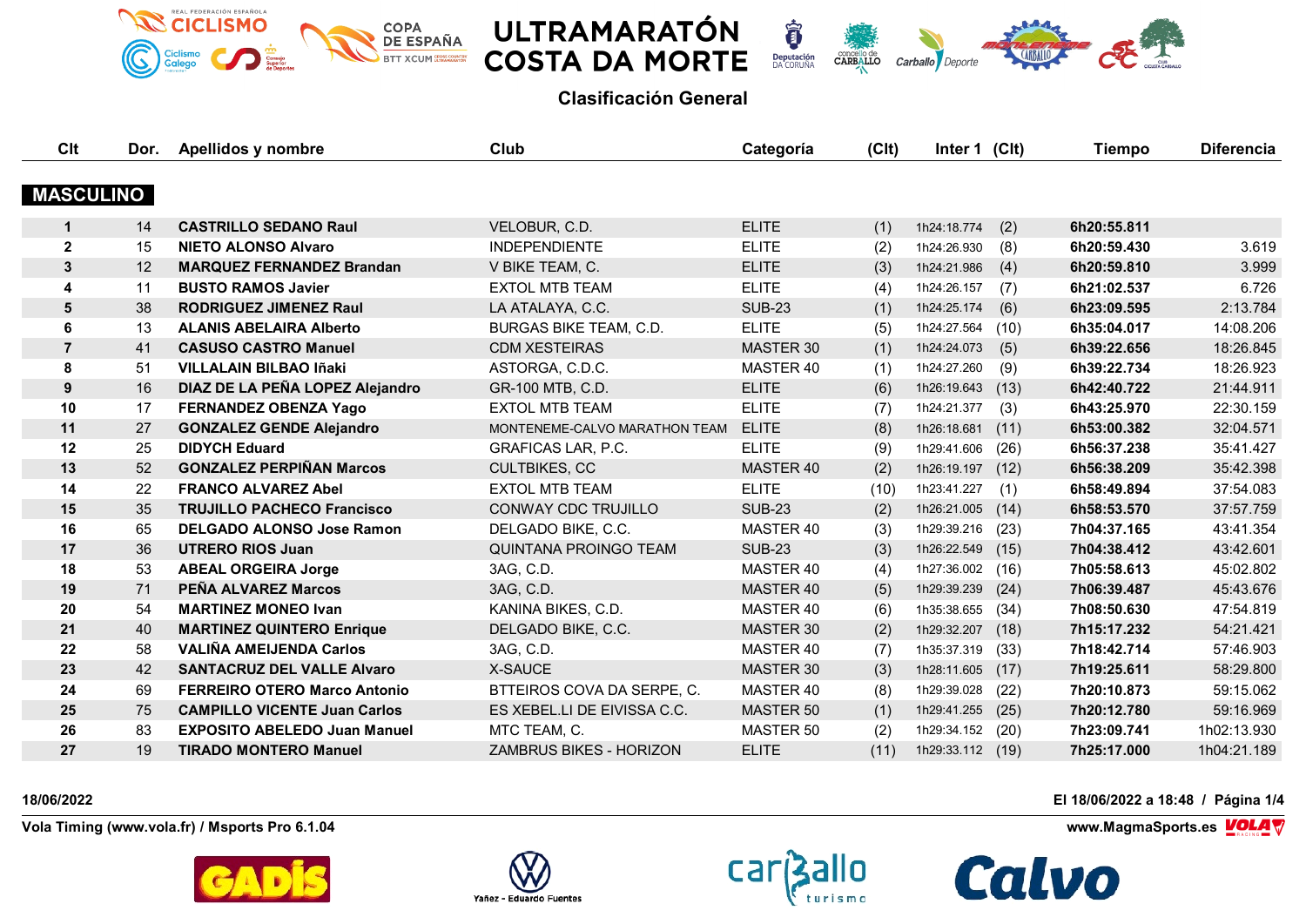# ULTRAMARATÓN COSTA DA MORTE

## Clasificación General

### MASCULINO

| Clt | Dor. | Apellidos y nombre | Club | Categoría | (Clt) | Inter 1 | (Clt) | Tiempo | Diferencia |
|---|---|---|---|---|---|---|---|---|---|
| 1 | 14 | **CASTRILLO SEDANO Raul** | VELOBUR, C.D. | ELITE | (1) | 1h24:18.774 | (2) | **6h20:55.811** | |
| 2 | 15 | **NIETO ALONSO Alvaro** | INDEPENDIENTE | ELITE | (2) | 1h24:26.930 | (8) | **6h20:59.430** | 3.619 |
| 3 | 12 | **MARQUEZ FERNANDEZ Brandan** | V BIKE TEAM, C. | ELITE | (3) | 1h24:21.986 | (4) | **6h20:59.810** | 3.999 |
| 4 | 11 | **BUSTO RAMOS Javier** | EXTOL MTB TEAM | ELITE | (4) | 1h24:26.157 | (7) | **6h21:02.537** | 6.726 |
| 5 | 38 | **RODRIGUEZ JIMENEZ Raul** | LA ATALAYA, C.C. | SUB-23 | (1) | 1h24:25.174 | (6) | **6h23:09.595** | 2:13.784 |
| 6 | 13 | **ALANIS ABELAIRA Alberto** | BURGAS BIKE TEAM, C.D. | ELITE | (5) | 1h24:27.564 | (10) | **6h35:04.017** | 14:08.206 |
| 7 | 41 | **CASUSO CASTRO Manuel** | CDM XESTEIRAS | MASTER 30 | (1) | 1h24:24.073 | (5) | **6h39:22.656** | 18:26.845 |
| 8 | 51 | **VILLALAIN BILBAO Iñaki** | ASTORGA, C.D.C. | MASTER 40 | (1) | 1h24:27.260 | (9) | **6h39:22.734** | 18:26.923 |
| 9 | 16 | **DIAZ DE LA PEÑA LOPEZ Alejandro** | GR-100 MTB, C.D. | ELITE | (6) | 1h26:19.643 | (13) | **6h42:40.722** | 21:44.911 |
| 10 | 17 | **FERNANDEZ OBENZA Yago** | EXTOL MTB TEAM | ELITE | (7) | 1h24:21.377 | (3) | **6h43:25.970** | 22:30.159 |
| 11 | 27 | **GONZALEZ GENDE Alejandro** | MONTENEME-CALVO MARATHON TEAM | ELITE | (8) | 1h26:18.681 | (11) | **6h53:00.382** | 32:04.571 |
| 12 | 25 | **DIDYCH Eduard** | GRAFICAS LAR, P.C. | ELITE | (9) | 1h29:41.606 | (26) | **6h56:37.238** | 35:41.427 |
| 13 | 52 | **GONZALEZ PERPIÑAN Marcos** | CULTBIKES, CC | MASTER 40 | (2) | 1h26:19.197 | (12) | **6h56:38.209** | 35:42.398 |
| 14 | 22 | **FRANCO ALVAREZ Abel** | EXTOL MTB TEAM | ELITE | (10) | 1h23:41.227 | (1) | **6h58:49.894** | 37:54.083 |
| 15 | 35 | **TRUJILLO PACHECO Francisco** | CONWAY CDC TRUJILLO | SUB-23 | (2) | 1h26:21.005 | (14) | **6h58:53.570** | 37:57.759 |
| 16 | 65 | **DELGADO ALONSO Jose Ramon** | DELGADO BIKE, C.C. | MASTER 40 | (3) | 1h29:39.216 | (23) | **7h04:37.165** | 43:41.354 |
| 17 | 36 | **UTRERO RIOS Juan** | QUINTANA PROINGO TEAM | SUB-23 | (3) | 1h26:22.549 | (15) | **7h04:38.412** | 43:42.601 |
| 18 | 53 | **ABEAL ORGEIRA Jorge** | 3AG, C.D. | MASTER 40 | (4) | 1h27:36.002 | (16) | **7h05:58.613** | 45:02.802 |
| 19 | 71 | **PEÑA ALVAREZ Marcos** | 3AG, C.D. | MASTER 40 | (5) | 1h29:39.239 | (24) | **7h06:39.487** | 45:43.676 |
| 20 | 54 | **MARTINEZ MONEO Ivan** | KANINA BIKES, C.D. | MASTER 40 | (6) | 1h35:38.655 | (34) | **7h08:50.630** | 47:54.819 |
| 21 | 40 | **MARTINEZ QUINTERO Enrique** | DELGADO BIKE, C.C. | MASTER 30 | (2) | 1h29:32.207 | (18) | **7h15:17.232** | 54:21.421 |
| 22 | 58 | **VALIÑA AMEIJENDA Carlos** | 3AG, C.D. | MASTER 40 | (7) | 1h35:37.319 | (33) | **7h18:42.714** | 57:46.903 |
| 23 | 42 | **SANTACRUZ DEL VALLE Alvaro** | X-SAUCE | MASTER 30 | (3) | 1h28:11.605 | (17) | **7h19:25.611** | 58:29.800 |
| 24 | 69 | **FERREIRO OTERO Marco Antonio** | BTTEIROS COVA DA SERPE, C. | MASTER 40 | (8) | 1h29:39.028 | (22) | **7h20:10.873** | 59:15.062 |
| 25 | 75 | **CAMPILLO VICENTE Juan Carlos** | ES XEBEL.LI DE EIVISSA C.C. | MASTER 50 | (1) | 1h29:41.255 | (25) | **7h20:12.780** | 59:16.969 |
| 26 | 83 | **EXPOSITO ABELEDO Juan Manuel** | MTC TEAM, C. | MASTER 50 | (2) | 1h29:34.152 | (20) | **7h23:09.741** | 1h02:13.930 |
| 27 | 19 | **TIRADO MONTERO Manuel** | ZAMBRUS BIKES - HORIZON | ELITE | (11) | 1h29:33.112 | (19) | **7h25:17.000** | 1h04:21.189 |

18/06/2022

El 18/06/2022 a 18:48

Vola Timing (www.vola.fr) / Msports Pro 6.1.04

www.MagmaSports.es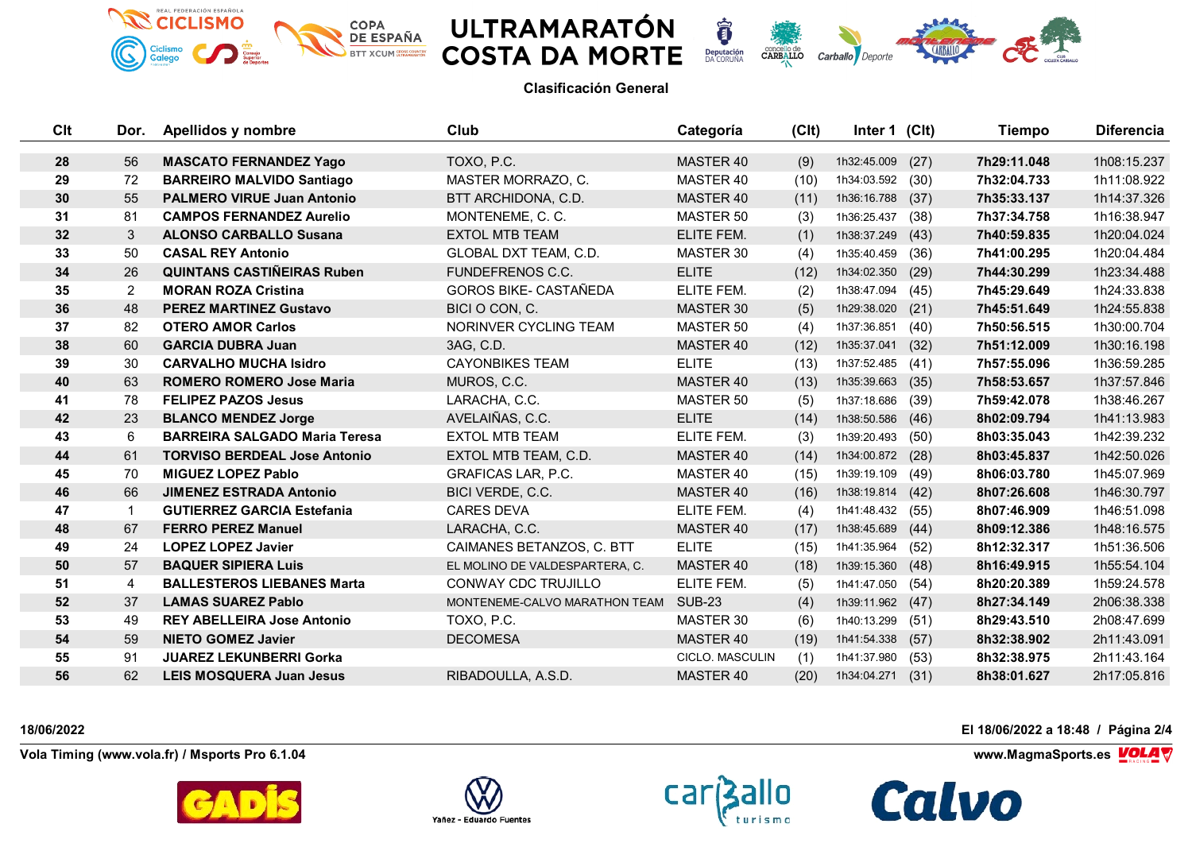# ULTRAMARATÓN COSTA DA MORTE

**Clasificación General**

| Clt | Dor. | Apellidos y nombre | Club | Categoría | (Clt) | Inter 1 | (Clt) | Tiempo | Diferencia |
|---|---|---|---|---|---|---|---|---|---|
| 28 | 56 | **MASCATO FERNANDEZ Yago** | TOXO, P.C. | MASTER 40 | (9) | 1h32:45.009 | (27) | **7h29:11.048** | 1h08:15.237 |
| 29 | 72 | **BARREIRO MALVIDO Santiago** | MASTER MORRAZO, C. | MASTER 40 | (10) | 1h34:03.592 | (30) | **7h32:04.733** | 1h11:08.922 |
| 30 | 55 | **PALMERO VIRUE Juan Antonio** | BTT ARCHIDONA, C.D. | MASTER 40 | (11) | 1h36:16.788 | (37) | **7h35:33.137** | 1h14:37.326 |
| 31 | 81 | **CAMPOS FERNANDEZ Aurelio** | MONTENEME, C. C. | MASTER 50 | (3) | 1h36:25.437 | (38) | **7h37:34.758** | 1h16:38.947 |
| 32 | 3 | **ALONSO CARBALLO Susana** | EXTOL MTB TEAM | ELITE FEM. | (1) | 1h38:37.249 | (43) | **7h40:59.835** | 1h20:04.024 |
| 33 | 50 | **CASAL REY Antonio** | GLOBAL DXT TEAM, C.D. | MASTER 30 | (4) | 1h35:40.459 | (36) | **7h41:00.295** | 1h20:04.484 |
| 34 | 26 | **QUINTANS CASTIÑEIRAS Ruben** | FUNDEFRENOS C.C. | ELITE | (12) | 1h34:02.350 | (29) | **7h44:30.299** | 1h23:34.488 |
| 35 | 2 | **MORAN ROZA Cristina** | GOROS BIKE- CASTAÑEDA | ELITE FEM. | (2) | 1h38:47.094 | (45) | **7h45:29.649** | 1h24:33.838 |
| 36 | 48 | **PEREZ MARTINEZ Gustavo** | BICI O CON, C. | MASTER 30 | (5) | 1h29:38.020 | (21) | **7h45:51.649** | 1h24:55.838 |
| 37 | 82 | **OTERO AMOR Carlos** | NORINVER CYCLING TEAM | MASTER 50 | (4) | 1h37:36.851 | (40) | **7h50:56.515** | 1h30:00.704 |
| 38 | 60 | **GARCIA DUBRA Juan** | 3AG, C.D. | MASTER 40 | (12) | 1h35:37.041 | (32) | **7h51:12.009** | 1h30:16.198 |
| 39 | 30 | **CARVALHO MUCHA Isidro** | CAYONBIKES TEAM | ELITE | (13) | 1h37:52.485 | (41) | **7h57:55.096** | 1h36:59.285 |
| 40 | 63 | **ROMERO ROMERO Jose Maria** | MUROS, C.C. | MASTER 40 | (13) | 1h35:39.663 | (35) | **7h58:53.657** | 1h37:57.846 |
| 41 | 78 | **FELIPEZ PAZOS Jesus** | LARACHA, C.C. | MASTER 50 | (5) | 1h37:18.686 | (39) | **7h59:42.078** | 1h38:46.267 |
| 42 | 23 | **BLANCO MENDEZ Jorge** | AVELAIÑAS, C.C. | ELITE | (14) | 1h38:50.586 | (46) | **8h02:09.794** | 1h41:13.983 |
| 43 | 6 | **BARREIRA SALGADO Maria Teresa** | EXTOL MTB TEAM | ELITE FEM. | (3) | 1h39:20.493 | (50) | **8h03:35.043** | 1h42:39.232 |
| 44 | 61 | **TORVISO BERDEAL Jose Antonio** | EXTOL MTB TEAM, C.D. | MASTER 40 | (14) | 1h34:00.872 | (28) | **8h03:45.837** | 1h42:50.026 |
| 45 | 70 | **MIGUEZ LOPEZ Pablo** | GRAFICAS LAR, P.C. | MASTER 40 | (15) | 1h39:19.109 | (49) | **8h06:03.780** | 1h45:07.969 |
| 46 | 66 | **JIMENEZ ESTRADA Antonio** | BICI VERDE, C.C. | MASTER 40 | (16) | 1h38:19.814 | (42) | **8h07:26.608** | 1h46:30.797 |
| 47 | 1 | **GUTIERREZ GARCIA Estefania** | CARES DEVA | ELITE FEM. | (4) | 1h41:48.432 | (55) | **8h07:46.909** | 1h46:51.098 |
| 48 | 67 | **FERRO PEREZ Manuel** | LARACHA, C.C. | MASTER 40 | (17) | 1h38:45.689 | (44) | **8h09:12.386** | 1h48:16.575 |
| 49 | 24 | **LOPEZ LOPEZ Javier** | CAIMANES BETANZOS, C. BTT | ELITE | (15) | 1h41:35.964 | (52) | **8h12:32.317** | 1h51:36.506 |
| 50 | 57 | **BAQUER SIPIERA Luis** | EL MOLINO DE VALDESPARTERA, C. | MASTER 40 | (18) | 1h39:15.360 | (48) | **8h16:49.915** | 1h55:54.104 |
| 51 | 4 | **BALLESTEROS LIEBANES Marta** | CONWAY CDC TRUJILLO | ELITE FEM. | (5) | 1h41:47.050 | (54) | **8h20:20.389** | 1h59:24.578 |
| 52 | 37 | **LAMAS SUAREZ Pablo** | MONTENEME-CALVO MARATHON TEAM | SUB-23 | (4) | 1h39:11.962 | (47) | **8h27:34.149** | 2h06:38.338 |
| 53 | 49 | **REY ABELLEIRA Jose Antonio** | TOXO, P.C. | MASTER 30 | (6) | 1h40:13.299 | (51) | **8h29:43.510** | 2h08:47.699 |
| 54 | 59 | **NIETO GOMEZ Javier** | DECOMESA | MASTER 40 | (19) | 1h41:54.338 | (57) | **8h32:38.902** | 2h11:43.091 |
| 55 | 91 | **JUAREZ LEKUNBERRI Gorka** | | CICLO. MASCULIN | (1) | 1h41:37.980 | (53) | **8h32:38.975** | 2h11:43.164 |
| 56 | 62 | **LEIS MOSQUERA Juan Jesus** | RIBADOULLA, A.S.D. | MASTER 40 | (20) | 1h34:04.271 | (31) | **8h38:01.627** | 2h17:05.816 |

**18/06/2022**

**El 18/06/2022 a 18:48**

**Vola Timing (www.vola.fr) / Msports Pro 6.1.04**

**www.MagmaSports.es**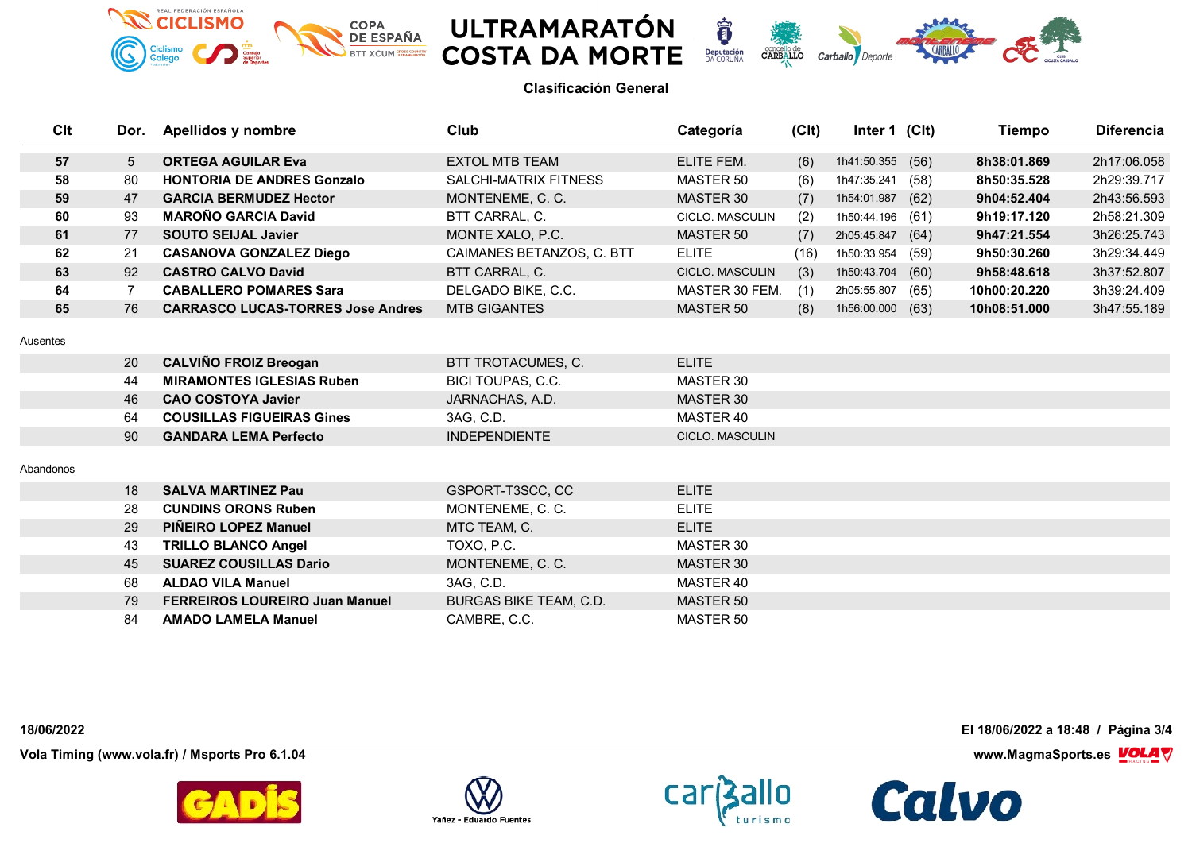# ULTRAMARATÓN COSTA DA MORTE

**Clasificación General**

| Clt | Dor. | Apellidos y nombre | Club | Categoría | (Clt) | Inter 1 | (Clt) | Tiempo | Diferencia |
|---|---|---|---|---|---|---|---|---|---|
| **57** | 5 | **ORTEGA AGUILAR Eva** | EXTOL MTB TEAM | ELITE FEM. | (6) | 1h41:50.355 | (56) | **8h38:01.869** | 2h17:06.058 |
| **58** | 80 | **HONTORIA DE ANDRES Gonzalo** | SALCHI-MATRIX FITNESS | MASTER 50 | (6) | 1h47:35.241 | (58) | **8h50:35.528** | 2h29:39.717 |
| **59** | 47 | **GARCIA BERMUDEZ Hector** | MONTENEME, C. C. | MASTER 30 | (7) | 1h54:01.987 | (62) | **9h04:52.404** | 2h43:56.593 |
| **60** | 93 | **MAROÑO GARCIA David** | BTT CARRAL, C. | CICLO. MASCULIN | (2) | 1h50:44.196 | (61) | **9h19:17.120** | 2h58:21.309 |
| **61** | 77 | **SOUTO SEIJAL Javier** | MONTE XALO, P.C. | MASTER 50 | (7) | 2h05:45.847 | (64) | **9h47:21.554** | 3h26:25.743 |
| **62** | 21 | **CASANOVA GONZALEZ Diego** | CAIMANES BETANZOS, C. BTT | ELITE | (16) | 1h50:33.954 | (59) | **9h50:30.260** | 3h29:34.449 |
| **63** | 92 | **CASTRO CALVO David** | BTT CARRAL, C. | CICLO. MASCULIN | (3) | 1h50:43.704 | (60) | **9h58:48.618** | 3h37:52.807 |
| **64** | 7 | **CABALLERO POMARES Sara** | DELGADO BIKE, C.C. | MASTER 30 FEM. | (1) | 2h05:55.807 | (65) | **10h00:20.220** | 3h39:24.409 |
| **65** | 76 | **CARRASCO LUCAS-TORRES Jose Andres** | MTB GIGANTES | MASTER 50 | (8) | 1h56:00.000 | (63) | **10h08:51.000** | 3h47:55.189 |

Ausentes

| Dor. | Apellidos y nombre | Club | Categoría |
|---|---|---|---|
| 20 | **CALVIÑO FROIZ Breogan** | BTT TROTACUMES, C. | ELITE |
| 44 | **MIRAMONTES IGLESIAS Ruben** | BICI TOUPAS, C.C. | MASTER 30 |
| 46 | **CAO COSTOYA Javier** | JARNACHAS, A.D. | MASTER 30 |
| 64 | **COUSILLAS FIGUEIRAS Gines** | 3AG, C.D. | MASTER 40 |
| 90 | **GANDARA LEMA Perfecto** | INDEPENDIENTE | CICLO. MASCULIN |

Abandonos

| Dor. | Apellidos y nombre | Club | Categoría |
|---|---|---|---|
| 18 | **SALVA MARTINEZ Pau** | GSPORT-T3SCC, CC | ELITE |
| 28 | **CUNDINS ORONS Ruben** | MONTENEME, C. C. | ELITE |
| 29 | **PIÑEIRO LOPEZ Manuel** | MTC TEAM, C. | ELITE |
| 43 | **TRILLO BLANCO Angel** | TOXO, P.C. | MASTER 30 |
| 45 | **SUAREZ COUSILLAS Dario** | MONTENEME, C. C. | MASTER 30 |
| 68 | **ALDAO VILA Manuel** | 3AG, C.D. | MASTER 40 |
| 79 | **FERREIROS LOUREIRO Juan Manuel** | BURGAS BIKE TEAM, C.D. | MASTER 50 |
| 84 | **AMADO LAMELA Manuel** | CAMBRE, C.C. | MASTER 50 |

**18/06/2022** — **El 18/06/2022 a 18:48**

**Vola Timing (www.vola.fr) / Msports Pro 6.1.04** — **www.MagmaSports.es**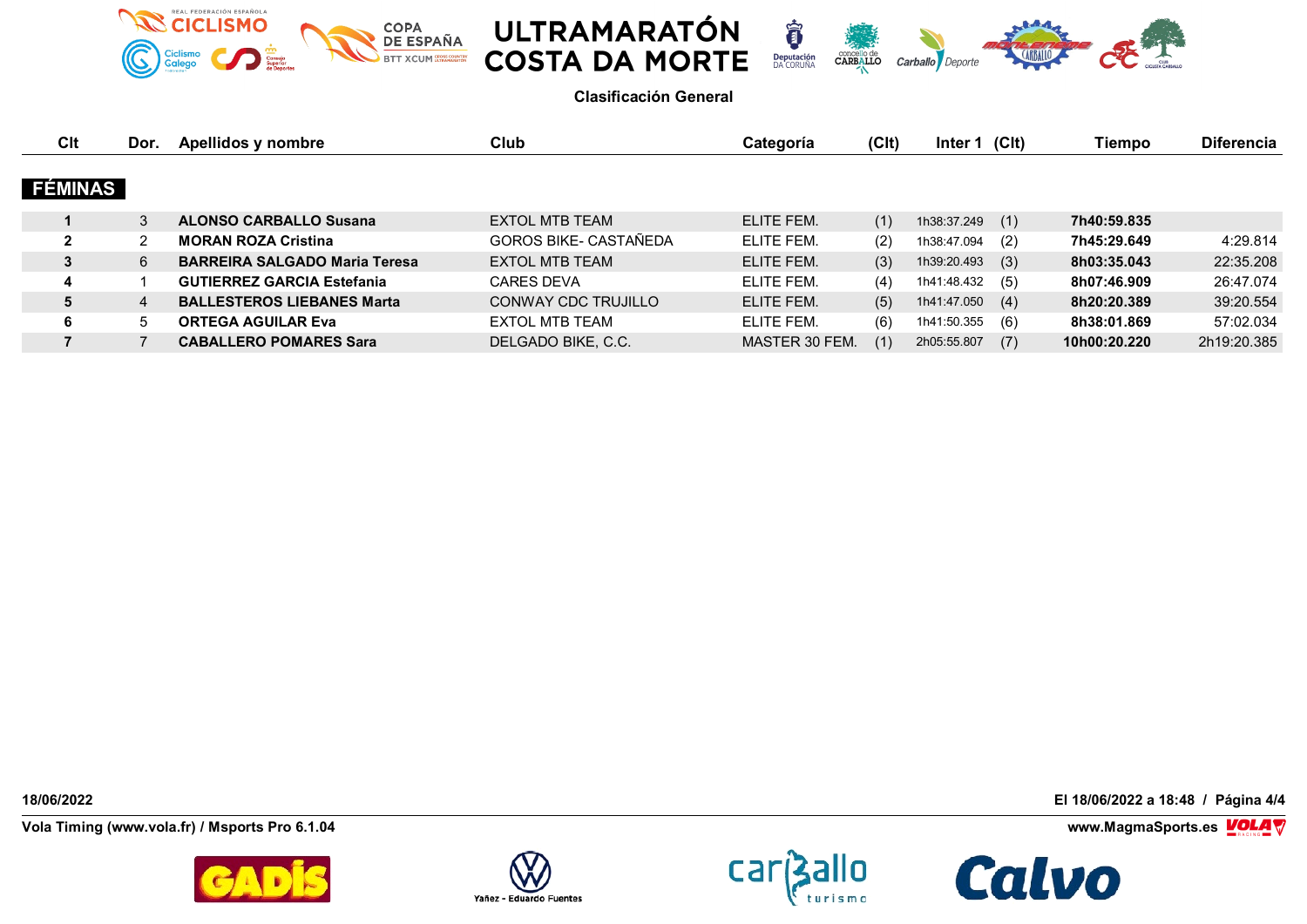# ULTRAMARATÓN COSTA DA MORTE

**Clasificación General**

## FÉMINAS

| Clt | Dor. | Apellidos y nombre | Club | Categoría | (Clt) | Inter 1 | (Clt) | Tiempo | Diferencia |
|---|---|---|---|---|---|---|---|---|---|
| **1** | 3 | **ALONSO CARBALLO Susana** | EXTOL MTB TEAM | ELITE FEM. | (1) | 1h38:37.249 | (1) | **7h40:59.835** | |
| **2** | 2 | **MORAN ROZA Cristina** | GOROS BIKE- CASTAÑEDA | ELITE FEM. | (2) | 1h38:47.094 | (2) | **7h45:29.649** | 4:29.814 |
| **3** | 6 | **BARREIRA SALGADO Maria Teresa** | EXTOL MTB TEAM | ELITE FEM. | (3) | 1h39:20.493 | (3) | **8h03:35.043** | 22:35.208 |
| **4** | 1 | **GUTIERREZ GARCIA Estefania** | CARES DEVA | ELITE FEM. | (4) | 1h41:48.432 | (5) | **8h07:46.909** | 26:47.074 |
| **5** | 4 | **BALLESTEROS LIEBANES Marta** | CONWAY CDC TRUJILLO | ELITE FEM. | (5) | 1h41:47.050 | (4) | **8h20:20.389** | 39:20.554 |
| **6** | 5 | **ORTEGA AGUILAR Eva** | EXTOL MTB TEAM | ELITE FEM. | (6) | 1h41:50.355 | (6) | **8h38:01.869** | 57:02.034 |
| **7** | 7 | **CABALLERO POMARES Sara** | DELGADO BIKE, C.C. | MASTER 30 FEM. | (1) | 2h05:55.807 | (7) | **10h00:20.220** | 2h19:20.385 |

**18/06/2022** **El 18/06/2022 a 18:48**

**Vola Timing (www.vola.fr) / Msports Pro 6.1.04** **www.MagmaSports.es**